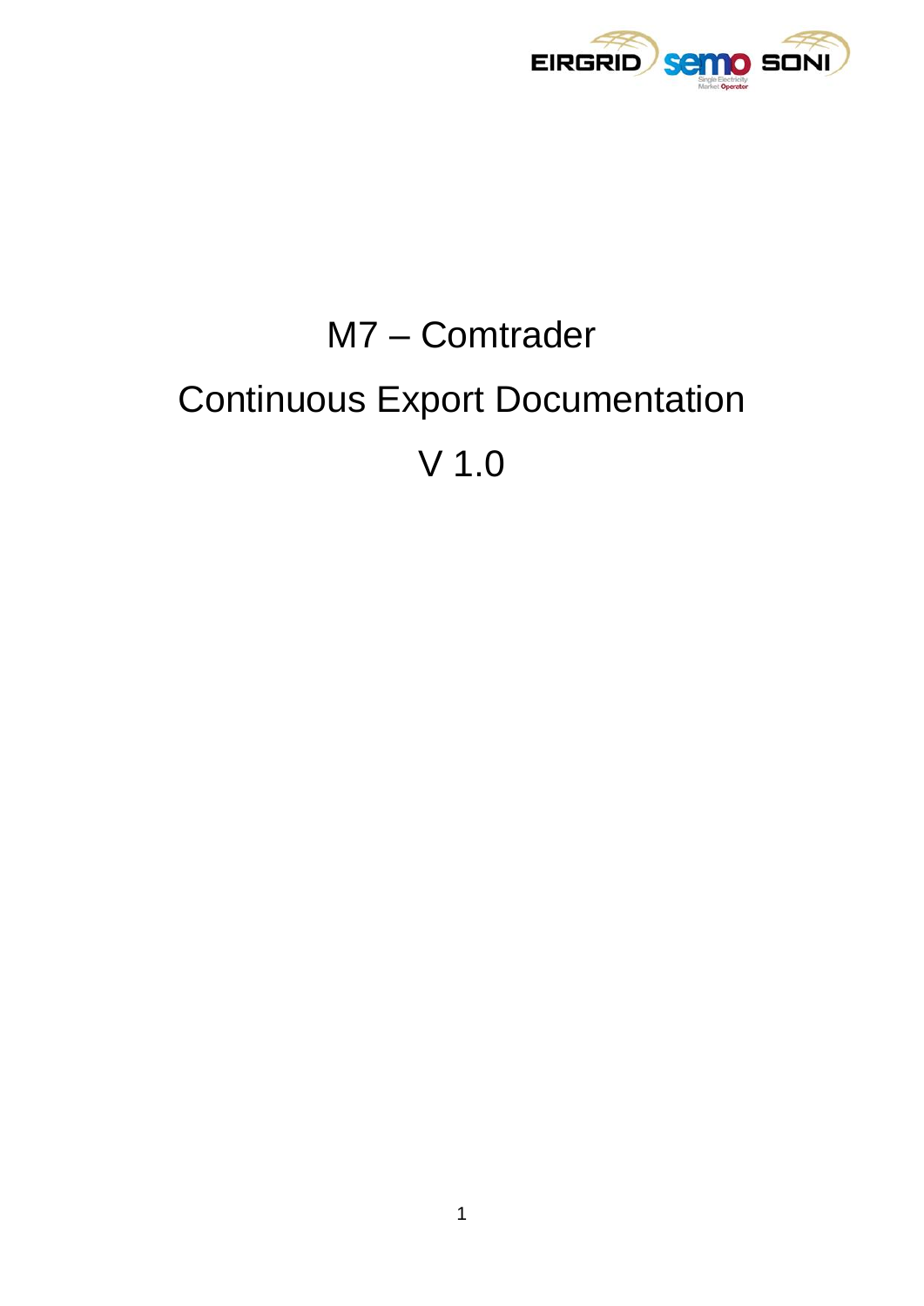# M7 – Comtrader

# Continuous Export Documentation

# V 1.0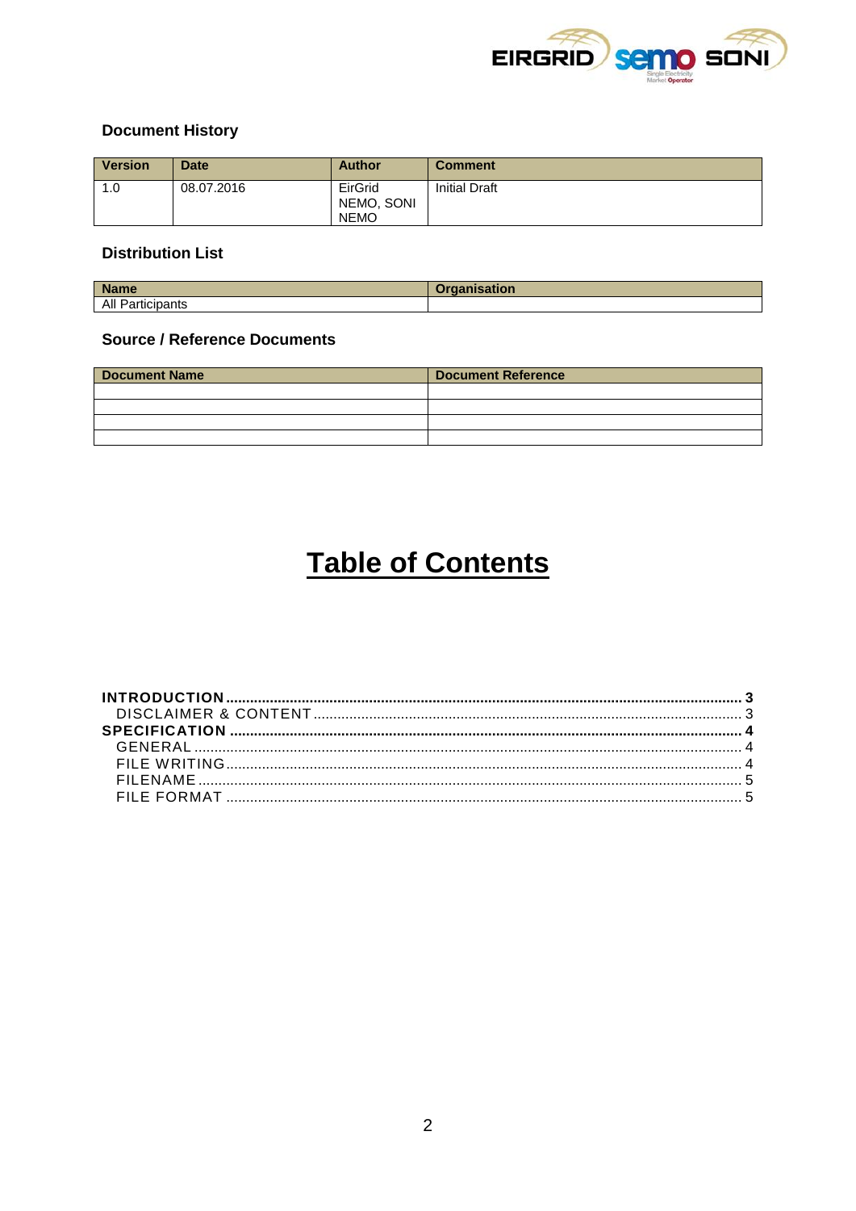### Document History

| Version | Date | Author | Comment |
|---|---|---|---|
| 1.0 | 08.07.2016 | EirGrid NEMO, SONI NEMO | Initial Draft |

### Distribution List

| Name | Organisation |
|---|---|
| All Participants | |

### Source / Reference Documents

| Document Name | Document Reference |
|---|---|
| | |
| | |
| | |
| | |

# Table of Contents

**INTRODUCTION .......... 3**
- DISCLAIMER & CONTENT .......... 3

**SPECIFICATION .......... 4**
- GENERAL .......... 4
- FILE WRITING .......... 4
- FILENAME .......... 5
- FILE FORMAT .......... 5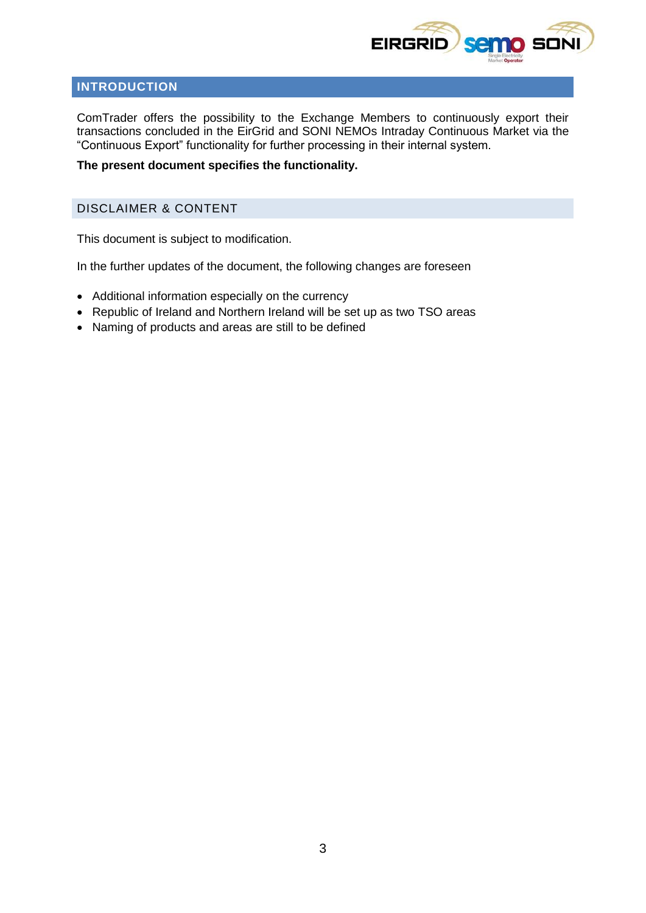# INTRODUCTION

ComTrader offers the possibility to the Exchange Members to continuously export their transactions concluded in the EirGrid and SONI NEMOs Intraday Continuous Market via the "Continuous Export" functionality for further processing in their internal system.

**The present document specifies the functionality.**

## DISCLAIMER & CONTENT

This document is subject to modification.

In the further updates of the document, the following changes are foreseen

- Additional information especially on the currency
- Republic of Ireland and Northern Ireland will be set up as two TSO areas
- Naming of products and areas are still to be defined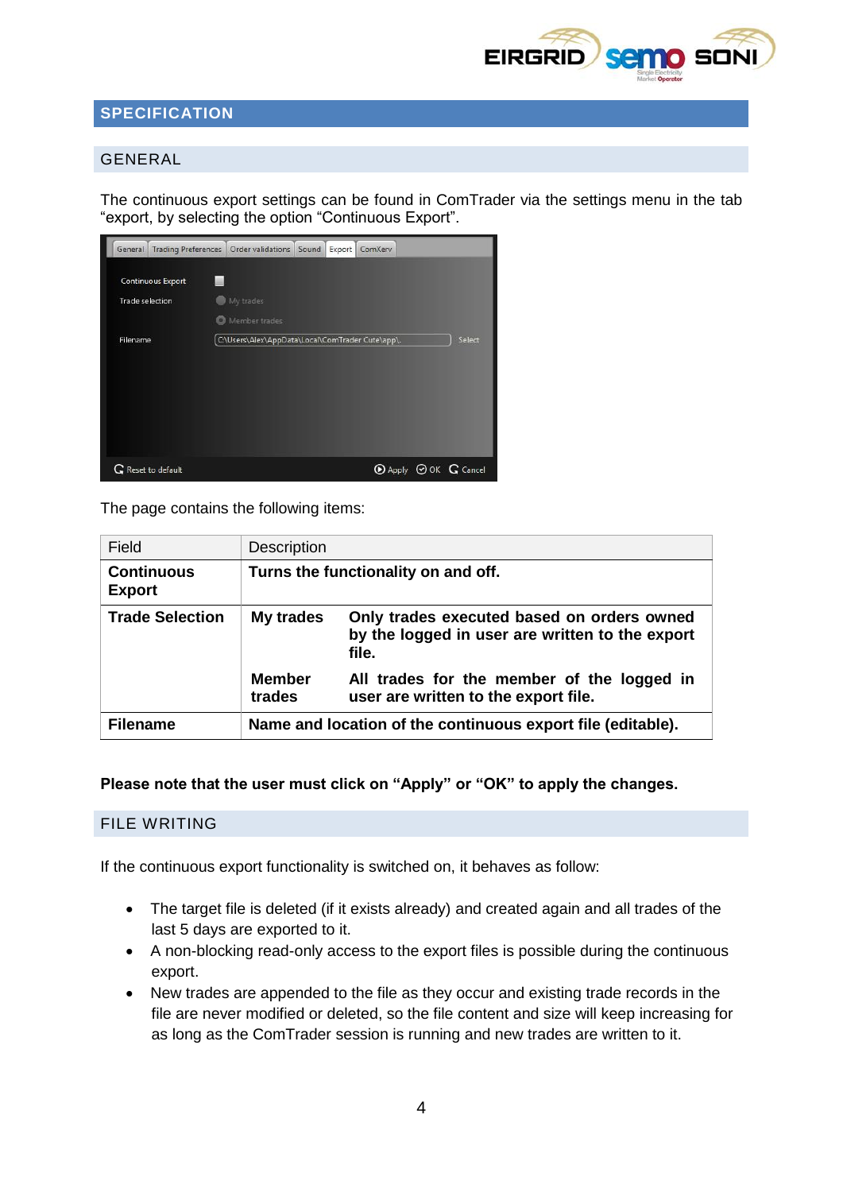## SPECIFICATION

### GENERAL

The continuous export settings can be found in ComTrader via the settings menu in the tab "export, by selecting the option "Continuous Export".

The page contains the following items:

| Field | Description | |
|---|---|---|
| **Continuous Export** | **Turns the functionality on and off.** | |
| **Trade Selection** | **My trades** | **Only trades executed based on orders owned by the logged in user are written to the export file.** |
| | **Member trades** | **All trades for the member of the logged in user are written to the export file.** |
| **Filename** | **Name and location of the continuous export file (editable).** | |

**Please note that the user must click on "Apply" or "OK" to apply the changes.**

### FILE WRITING

If the continuous export functionality is switched on, it behaves as follow:

- The target file is deleted (if it exists already) and created again and all trades of the last 5 days are exported to it.
- A non-blocking read-only access to the export files is possible during the continuous export.
- New trades are appended to the file as they occur and existing trade records in the file are never modified or deleted, so the file content and size will keep increasing for as long as the ComTrader session is running and new trades are written to it.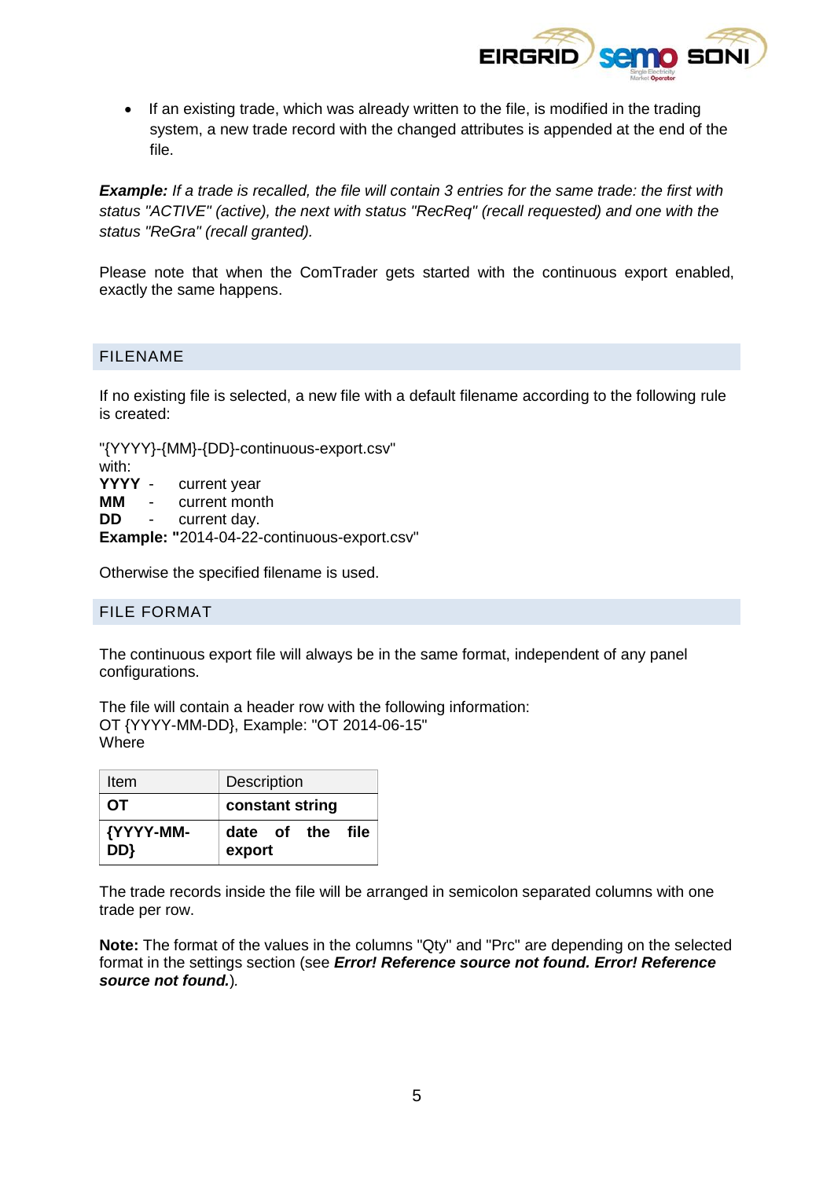- If an existing trade, which was already written to the file, is modified in the trading system, a new trade record with the changed attributes is appended at the end of the file.

***Example:*** *If a trade is recalled, the file will contain 3 entries for the same trade: the first with status "ACTIVE" (active), the next with status "RecReq" (recall requested) and one with the status "ReGra" (recall granted).*

Please note that when the ComTrader gets started with the continuous export enabled, exactly the same happens.

## FILENAME

If no existing file is selected, a new file with a default filename according to the following rule is created:

"{YYYY}-{MM}-{DD}-continuous-export.csv"
with:
**YYYY** - current year
**MM** - current month
**DD** - current day.
**Example: "**2014-04-22-continuous-export.csv"

Otherwise the specified filename is used.

## FILE FORMAT

The continuous export file will always be in the same format, independent of any panel configurations.

The file will contain a header row with the following information:
OT {YYYY-MM-DD}, Example: "OT 2014-06-15"
Where

| Item | Description |
| --- | --- |
| **OT** | **constant string** |
| **{YYYY-MM-DD}** | **date of the file export** |

The trade records inside the file will be arranged in semicolon separated columns with one trade per row.

**Note:** The format of the values in the columns "Qty" and "Prc" are depending on the selected format in the settings section (see ***Error! Reference source not found. Error! Reference source not found.***).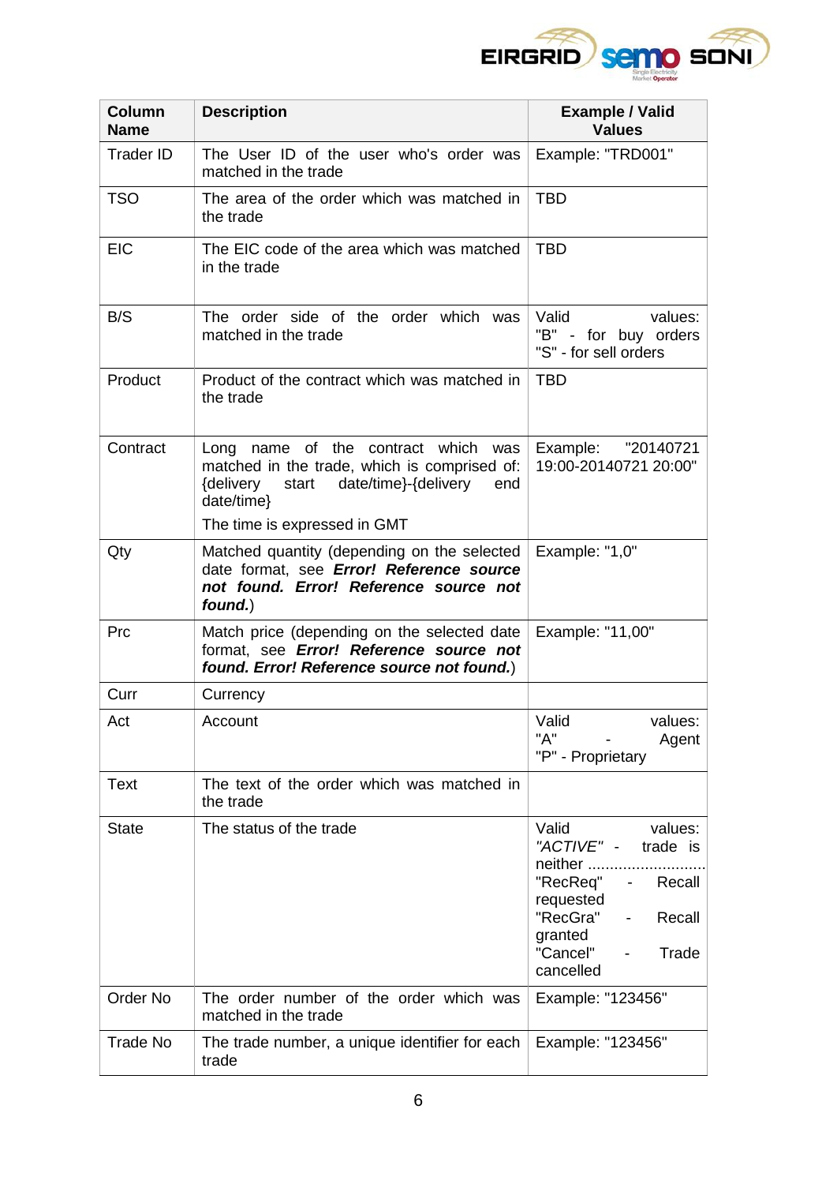| Column Name | Description | Example / Valid Values |
|---|---|---|
| Trader ID | The User ID of the user who's order was matched in the trade | Example: "TRD001" |
| TSO | The area of the order which was matched in the trade | TBD |
| EIC | The EIC code of the area which was matched in the trade | TBD |
| B/S | The order side of the order which was matched in the trade | Valid values: "B" - for buy orders "S" - for sell orders |
| Product | Product of the contract which was matched in the trade | TBD |
| Contract | Long name of the contract which was matched in the trade, which is comprised of: {delivery start date/time}-{delivery end date/time}<br>The time is expressed in GMT | Example: "20140721 19:00-20140721 20:00" |
| Qty | Matched quantity (depending on the selected date format, see ***Error! Reference source not found. Error! Reference source not found.***) | Example: "1,0" |
| Prc | Match price (depending on the selected date format, see ***Error! Reference source not found. Error! Reference source not found.***) | Example: "11,00" |
| Curr | Currency | |
| Act | Account | Valid values: "A" - Agent "P" - Proprietary |
| Text | The text of the order which was matched in the trade | |
| State | The status of the trade | Valid values: *"ACTIVE"* - trade is neither ........................... "RecReq" - Recall requested "RecGra" - Recall granted "Cancel" - Trade cancelled |
| Order No | The order number of the order which was matched in the trade | Example: "123456" |
| Trade No | The trade number, a unique identifier for each trade | Example: "123456" |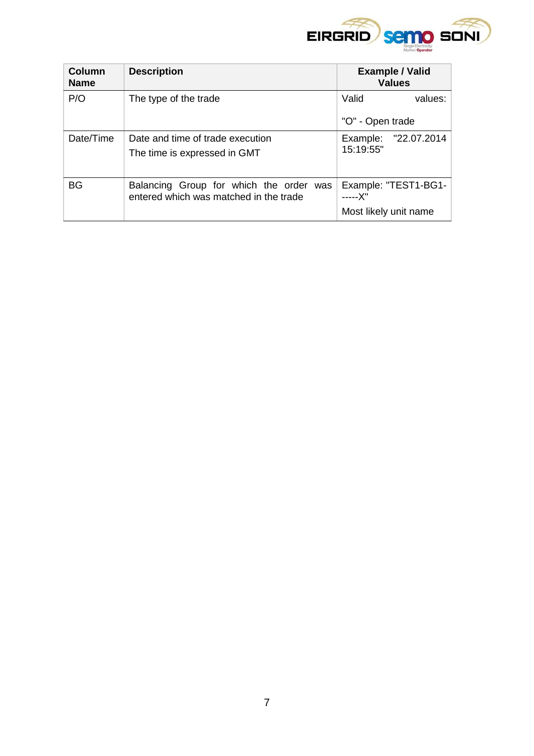| Column Name | Description | Example / Valid Values |
|---|---|---|
| P/O | The type of the trade | Valid values:<br><br>"O" - Open trade |
| Date/Time | Date and time of trade execution<br>The time is expressed in GMT | Example: "22.07.2014 15:19:55" |
| BG | Balancing Group for which the order was entered which was matched in the trade | Example: "TEST1-BG1------X"<br>Most likely unit name |